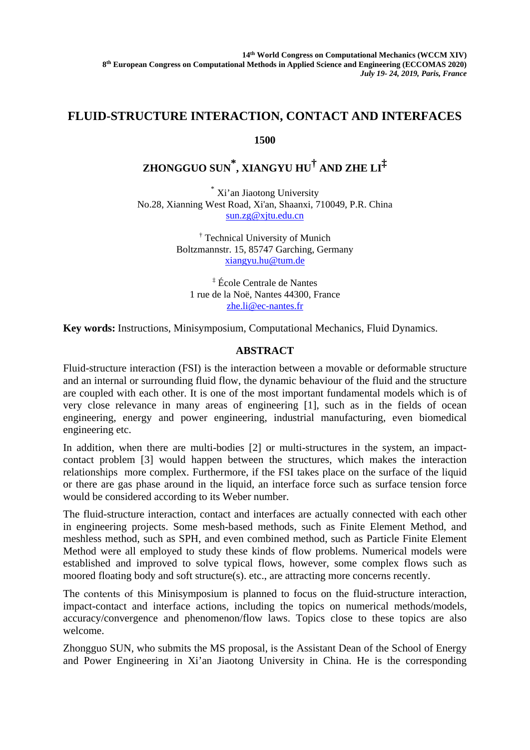**14th World Congress on Computational Mechanics (WCCM XIV)**
**8th European Congress on Computational Methods in Applied Science and Engineering (ECCOMAS 2020)**
***July 19- 24, 2019, Paris, France***

# FLUID-STRUCTURE INTERACTION, CONTACT AND INTERFACES

**1500**

**ZHONGGUO SUN*, XIANGYU HU† AND ZHE LI‡**

* Xi'an Jiaotong University
No.28, Xianning West Road, Xi'an, Shaanxi, 710049, P.R. China
sun.zg@xjtu.edu.cn

† Technical University of Munich
Boltzmannstr. 15, 85747 Garching, Germany
xiangyu.hu@tum.de

‡ École Centrale de Nantes
1 rue de la Noë, Nantes 44300, France
zhe.li@ec-nantes.fr

**Key words:** Instructions, Minisymposium, Computational Mechanics, Fluid Dynamics.

## ABSTRACT

Fluid-structure interaction (FSI) is the interaction between a movable or deformable structure and an internal or surrounding fluid flow, the dynamic behaviour of the fluid and the structure are coupled with each other. It is one of the most important fundamental models which is of very close relevance in many areas of engineering [1], such as in the fields of ocean engineering, energy and power engineering, industrial manufacturing, even biomedical engineering etc.

In addition, when there are multi-bodies [2] or multi-structures in the system, an impact-contact problem [3] would happen between the structures, which makes the interaction relationships more complex. Furthermore, if the FSI takes place on the surface of the liquid or there are gas phase around in the liquid, an interface force such as surface tension force would be considered according to its Weber number.

The fluid-structure interaction, contact and interfaces are actually connected with each other in engineering projects. Some mesh-based methods, such as Finite Element Method, and meshless method, such as SPH, and even combined method, such as Particle Finite Element Method were all employed to study these kinds of flow problems. Numerical models were established and improved to solve typical flows, however, some complex flows such as moored floating body and soft structure(s). etc., are attracting more concerns recently.

The contents of this Minisymposium is planned to focus on the fluid-structure interaction, impact-contact and interface actions, including the topics on numerical methods/models, accuracy/convergence and phenomenon/flow laws. Topics close to these topics are also welcome.

Zhongguo SUN, who submits the MS proposal, is the Assistant Dean of the School of Energy and Power Engineering in Xi'an Jiaotong University in China. He is the corresponding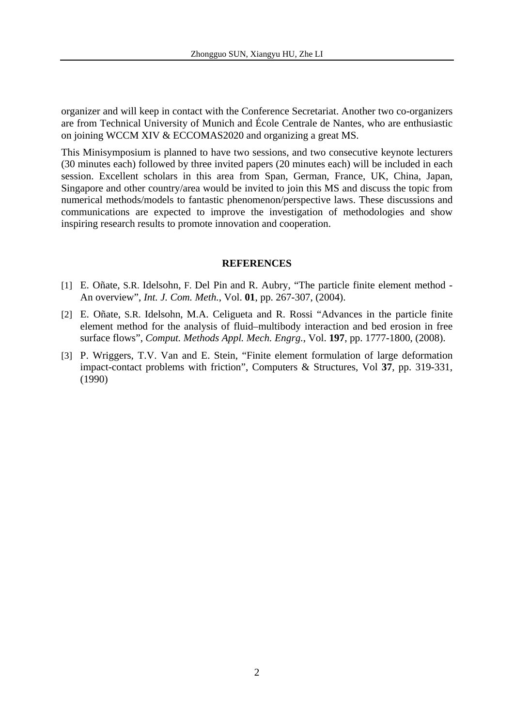organizer and will keep in contact with the Conference Secretariat. Another two co-organizers are from Technical University of Munich and École Centrale de Nantes, who are enthusiastic on joining WCCM XIV & ECCOMAS2020 and organizing a great MS.

This Minisymposium is planned to have two sessions, and two consecutive keynote lecturers (30 minutes each) followed by three invited papers (20 minutes each) will be included in each session. Excellent scholars in this area from Span, German, France, UK, China, Japan, Singapore and other country/area would be invited to join this MS and discuss the topic from numerical methods/models to fantastic phenomenon/perspective laws. These discussions and communications are expected to improve the investigation of methodologies and show inspiring research results to promote innovation and cooperation.

## REFERENCES

[1] E. Oñate, S.R. Idelsohn, F. Del Pin and R. Aubry, "The particle finite element method - An overview", *Int. J. Com. Meth.*, Vol. **01**, pp. 267-307, (2004).

[2] E. Oñate, S.R. Idelsohn, M.A. Celigueta and R. Rossi "Advances in the particle finite element method for the analysis of fluid–multibody interaction and bed erosion in free surface flows", *Comput. Methods Appl. Mech. Engrg.*, Vol. **197**, pp. 1777-1800, (2008).

[3] P. Wriggers, T.V. Van and E. Stein, "Finite element formulation of large deformation impact-contact problems with friction", Computers & Structures, Vol **37**, pp. 319-331, (1990)